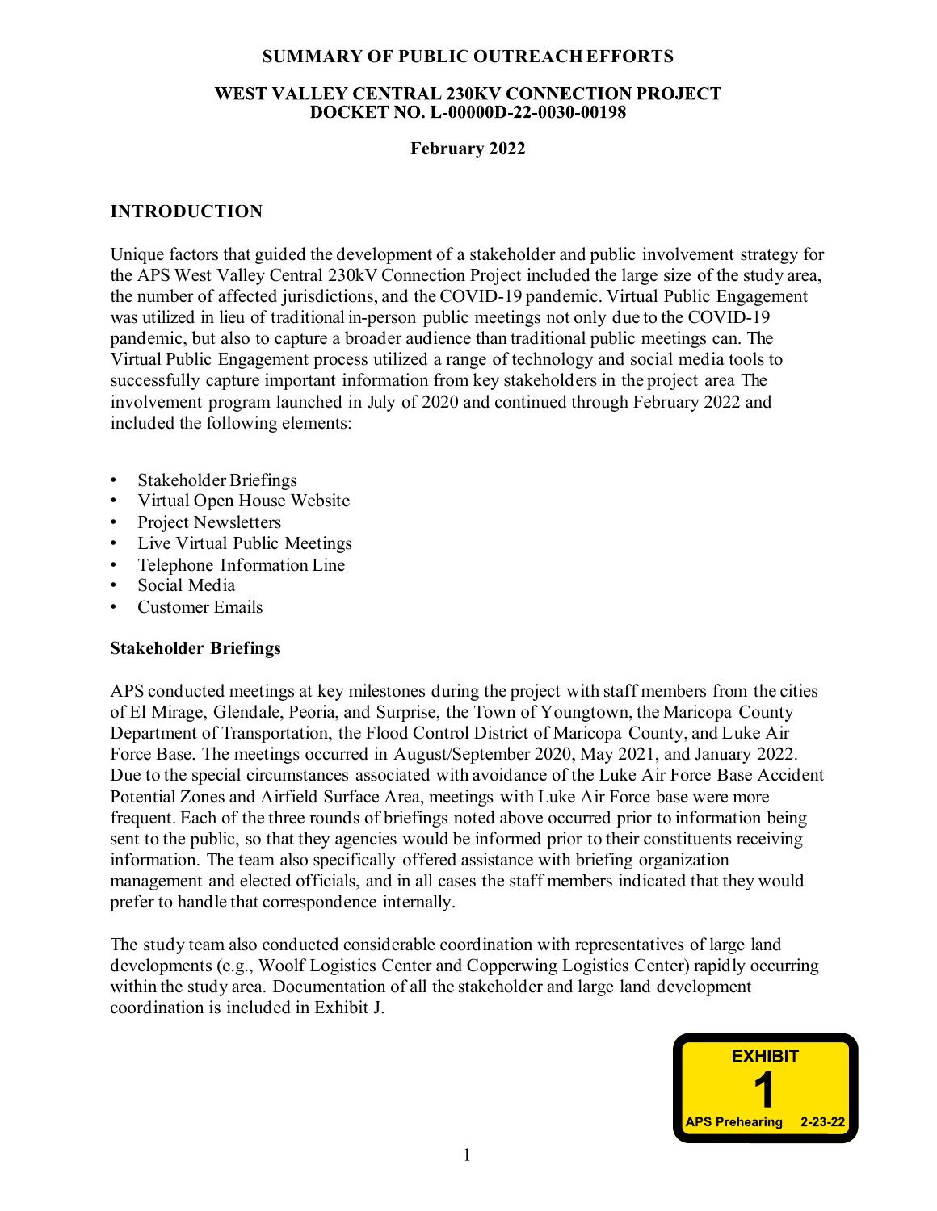# SUMMARY OF PUBLIC OUTREACH EFFORTS

## WEST VALLEY CENTRAL 230KV CONNECTION PROJECT
## DOCKET NO. L-00000D-22-0030-00198

**February 2022**

## INTRODUCTION

Unique factors that guided the development of a stakeholder and public involvement strategy for the APS West Valley Central 230kV Connection Project included the large size of the study area, the number of affected jurisdictions, and the COVID-19 pandemic. Virtual Public Engagement was utilized in lieu of traditional in-person public meetings not only due to the COVID-19 pandemic, but also to capture a broader audience than traditional public meetings can. The Virtual Public Engagement process utilized a range of technology and social media tools to successfully capture important information from key stakeholders in the project area The involvement program launched in July of 2020 and continued through February 2022 and included the following elements:

- Stakeholder Briefings
- Virtual Open House Website
- Project Newsletters
- Live Virtual Public Meetings
- Telephone Information Line
- Social Media
- Customer Emails

### Stakeholder Briefings

APS conducted meetings at key milestones during the project with staff members from the cities of El Mirage, Glendale, Peoria, and Surprise, the Town of Youngtown, the Maricopa County Department of Transportation, the Flood Control District of Maricopa County, and Luke Air Force Base. The meetings occurred in August/September 2020, May 2021, and January 2022. Due to the special circumstances associated with avoidance of the Luke Air Force Base Accident Potential Zones and Airfield Surface Area, meetings with Luke Air Force base were more frequent. Each of the three rounds of briefings noted above occurred prior to information being sent to the public, so that they agencies would be informed prior to their constituents receiving information. The team also specifically offered assistance with briefing organization management and elected officials, and in all cases the staff members indicated that they would prefer to handle that correspondence internally.

The study team also conducted considerable coordination with representatives of large land developments (e.g., Woolf Logistics Center and Copperwing Logistics Center) rapidly occurring within the study area. Documentation of all the stakeholder and large land development coordination is included in Exhibit J.

EXHIBIT 1 APS Prehearing 2-23-22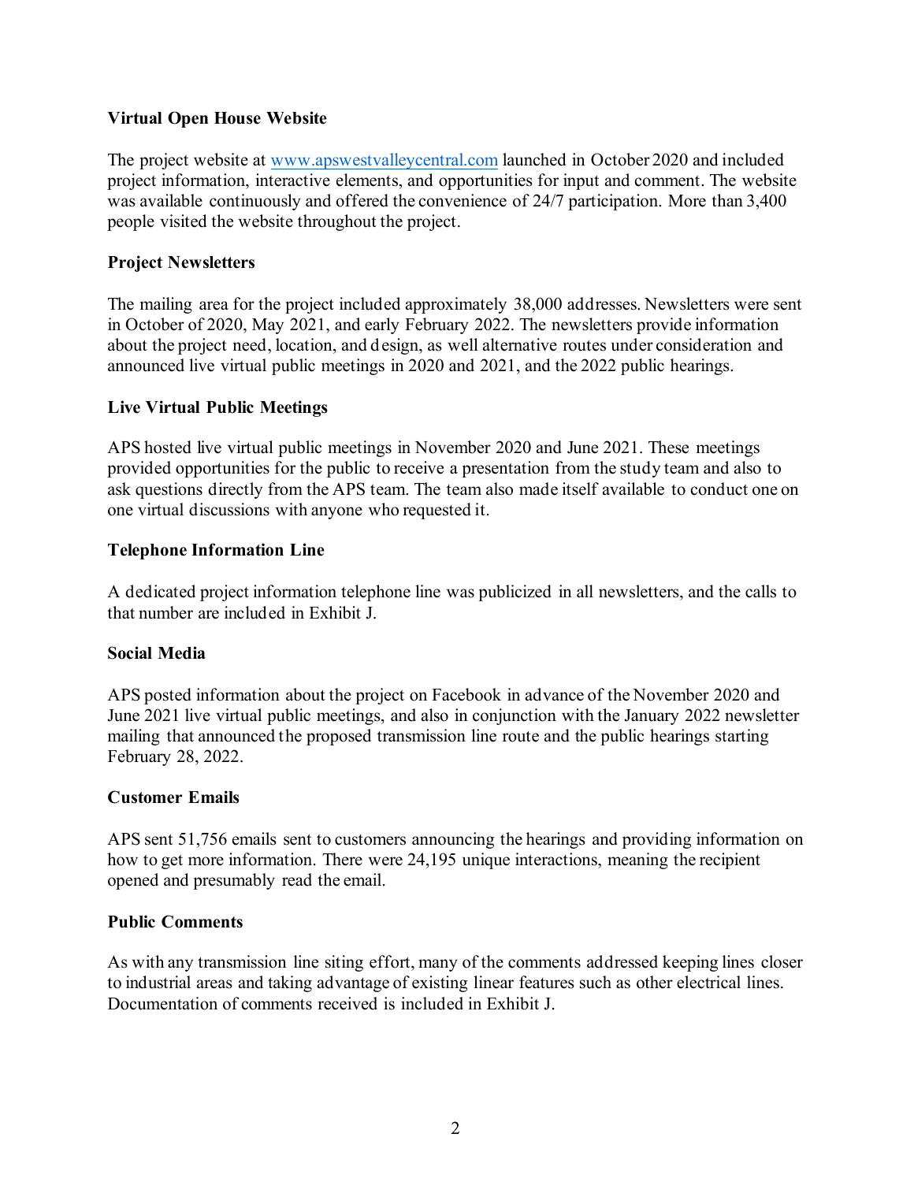**Virtual Open House Website**

The project website at [www.apswestvalleycentral.com](www.apswestvalleycentral.com) launched in October 2020 and included project information, interactive elements, and opportunities for input and comment. The website was available continuously and offered the convenience of 24/7 participation. More than 3,400 people visited the website throughout the project.

**Project Newsletters**

The mailing area for the project included approximately 38,000 addresses. Newsletters were sent in October of 2020, May 2021, and early February 2022. The newsletters provide information about the project need, location, and design, as well alternative routes under consideration and announced live virtual public meetings in 2020 and 2021, and the 2022 public hearings.

**Live Virtual Public Meetings**

APS hosted live virtual public meetings in November 2020 and June 2021. These meetings provided opportunities for the public to receive a presentation from the study team and also to ask questions directly from the APS team. The team also made itself available to conduct one on one virtual discussions with anyone who requested it.

**Telephone Information Line**

A dedicated project information telephone line was publicized in all newsletters, and the calls to that number are included in Exhibit J.

**Social Media**

APS posted information about the project on Facebook in advance of the November 2020 and June 2021 live virtual public meetings, and also in conjunction with the January 2022 newsletter mailing that announced the proposed transmission line route and the public hearings starting February 28, 2022.

**Customer Emails**

APS sent 51,756 emails sent to customers announcing the hearings and providing information on how to get more information. There were 24,195 unique interactions, meaning the recipient opened and presumably read the email.

**Public Comments**

As with any transmission line siting effort, many of the comments addressed keeping lines closer to industrial areas and taking advantage of existing linear features such as other electrical lines. Documentation of comments received is included in Exhibit J.